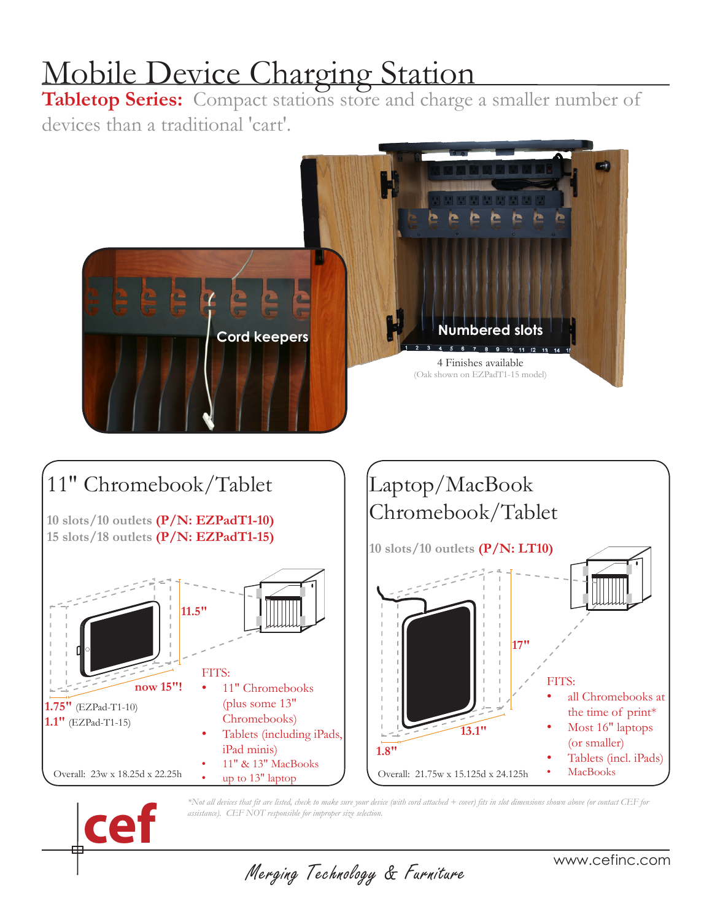# Mobile Device Charging Station

**Tabletop Series:** Compact stations store and charge a smaller number of devices than a traditional 'cart'.

Cord keepers

Numbered slots

4 Finishes available
(Oak shown on EZPadT1-15 model)

## 11" Chromebook/Tablet

10 slots/10 outlets **(P/N: EZPadT1-10)**
15 slots/18 outlets **(P/N: EZPadT1-15)**

11.5"

now 15"!

**1.75"** (EZPad-T1-10)
**1.1"** (EZPad-T1-15)

FITS:

- 11" Chromebooks (plus some 13" Chromebooks)
- Tablets (including iPads, iPad minis)
- 11" & 13" MacBooks
- up to 13" laptop

Overall: 23w x 18.25d x 22.25h

## Laptop/MacBook Chromebook/Tablet

10 slots/10 outlets **(P/N: LT10)**

17"

13.1"

1.8"

FITS:

- all Chromebooks at the time of print*
- Most 16" laptops (or smaller)
- Tablets (incl. iPads)
- MacBooks

Overall: 21.75w x 15.125d x 24.125h

*\*Not all devices that fit are listed, check to make sure your device (with cord attached + cover) fits in slot dimensions shown above (or contact CEF for assistance). CEF NOT responsible for improper size selection.*

cef

Merging Technology & Furniture

www.cefinc.com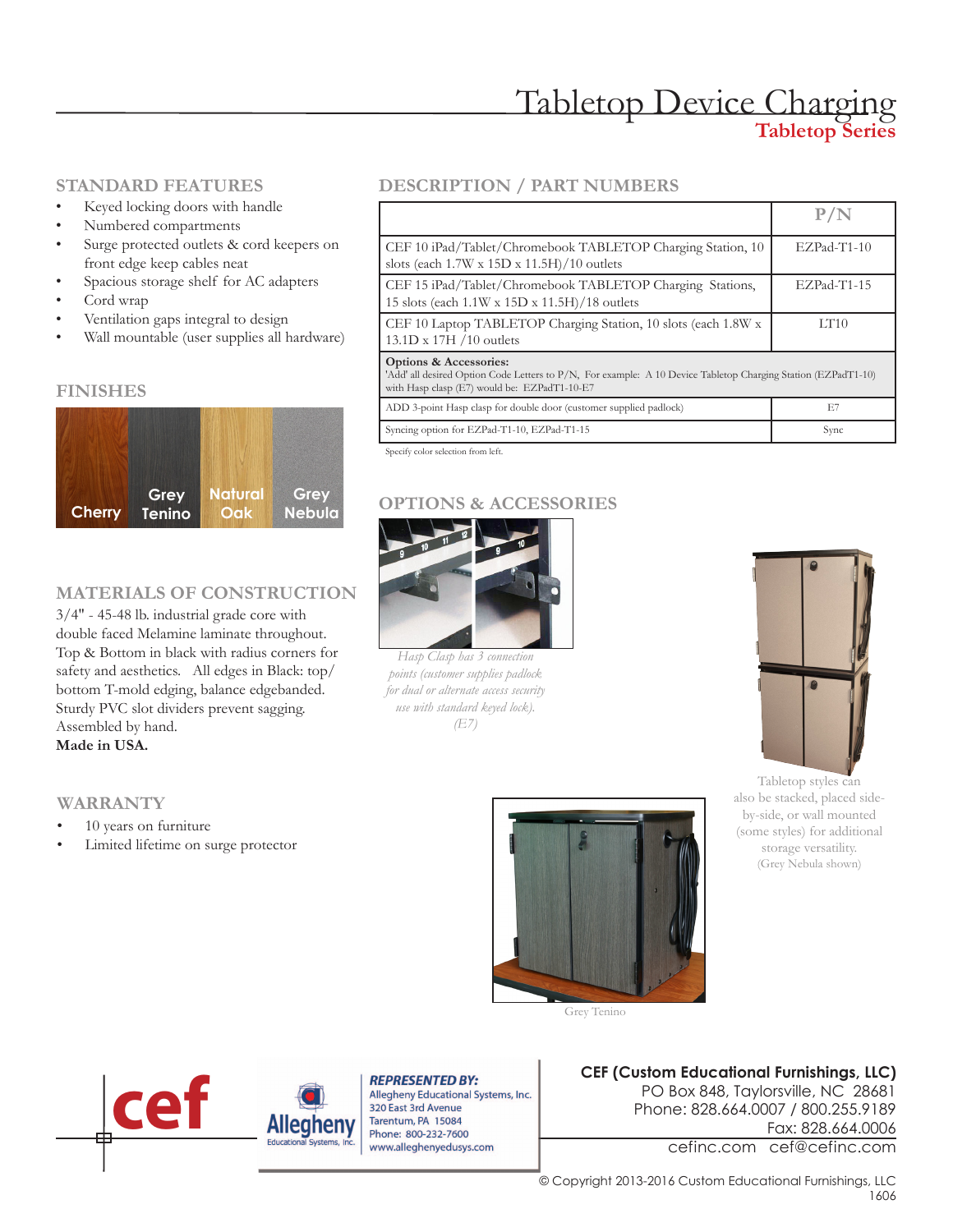# Tabletop Device Charging

## Tabletop Series

## STANDARD FEATURES

- Keyed locking doors with handle
- Numbered compartments
- Surge protected outlets & cord keepers on front edge keep cables neat
- Spacious storage shelf for AC adapters
- Cord wrap
- Ventilation gaps integral to design
- Wall mountable (user supplies all hardware)

## FINISHES

Cherry | Grey Tenino | Natural Oak | Grey Nebula

## MATERIALS OF CONSTRUCTION

3/4" - 45-48 lb. industrial grade core with double faced Melamine laminate throughout. Top & Bottom in black with radius corners for safety and aesthetics. All edges in Black: top/bottom T-mold edging, balance edgebanded. Sturdy PVC slot dividers prevent sagging. Assembled by hand.
**Made in USA.**

## WARRANTY

- 10 years on furniture
- Limited lifetime on surge protector

## DESCRIPTION / PART NUMBERS

| | P/N |
|---|---|
| CEF 10 iPad/Tablet/Chromebook TABLETOP Charging Station, 10 slots (each 1.7W x 15D x 11.5H)/10 outlets | EZPad-T1-10 |
| CEF 15 iPad/Tablet/Chromebook TABLETOP Charging Stations, 15 slots (each 1.1W x 15D x 11.5H)/18 outlets | EZPad-T1-15 |
| CEF 10 Laptop TABLETOP Charging Station, 10 slots (each 1.8W x 13.1D x 17H /10 outlets | LT10 |
| **Options & Accessories:** 'Add' all desired Option Code Letters to P/N, For example: A 10 Device Tabletop Charging Station (EZPadT1-10) with Hasp clasp (E7) would be: EZPadT1-10-E7 | |
| ADD 3-point Hasp clasp for double door (customer supplied padlock) | E7 |
| Syncing option for EZPad-T1-10, EZPad-T1-15 | Sync |

Specify color selection from left.

## OPTIONS & ACCESSORIES

*Hasp Clasp has 3 connection points (customer supplies padlock for dual or alternate access security use with standard keyed lock). (E7)*

Tabletop styles can also be stacked, placed side-by-side, or wall mounted (some styles) for additional storage versatility.
(Grey Nebula shown)

Grey Tenino

**REPRESENTED BY:**
Allegheny Educational Systems, Inc.
320 East 3rd Avenue
Tarentum, PA 15084
Phone: 800-232-7600
www.alleghenyedusys.com

**CEF (Custom Educational Furnishings, LLC)**
PO Box 848, Taylorsville, NC 28681
Phone: 828.664.0007 / 800.255.9189
Fax: 828.664.0006
cefinc.com cef@cefinc.com

© Copyright 2013-2016 Custom Educational Furnishings, LLC
1606